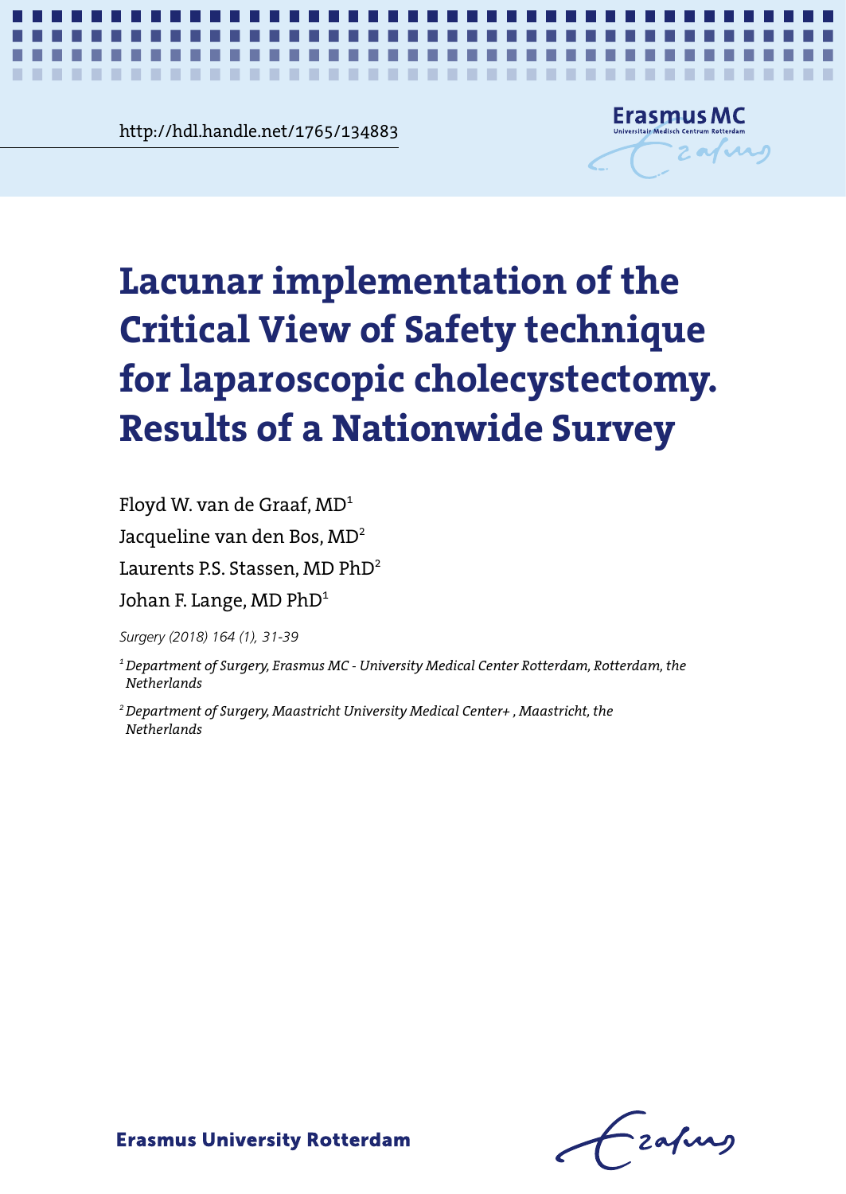http://hdl.handle.net/1765/134883

# Lacunar implementation of the Critical View of Safety technique for laparoscopic cholecystectomy. Results of a Nationwide Survey

Floyd W. van de Graaf, MD[1]

Jacqueline van den Bos, MD[2]

Laurents P.S. Stassen, MD PhD[2]

Johan F. Lange, MD PhD[1]

*Surgery (2018) 164 (1), 31-39*

*[1] Department of Surgery, Erasmus MC - University Medical Center Rotterdam, Rotterdam, the Netherlands*

*[2] Department of Surgery, Maastricht University Medical Center+ , Maastricht, the Netherlands*

**Erasmus University Rotterdam**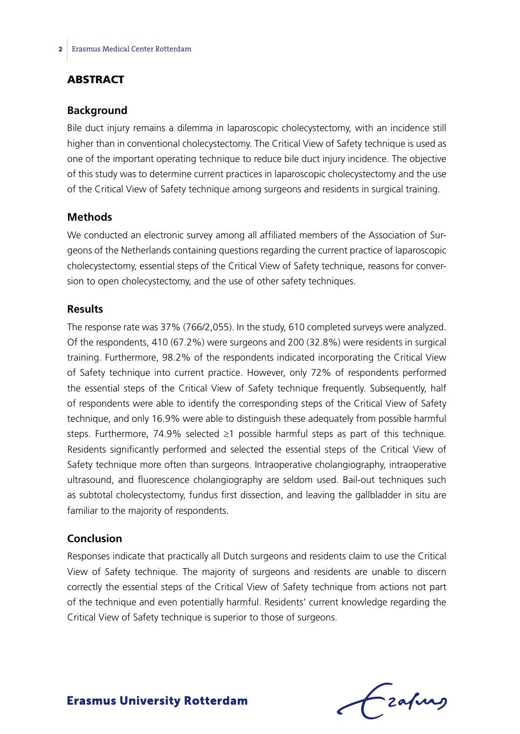## ABSTRACT

### Background

Bile duct injury remains a dilemma in laparoscopic cholecystectomy, with an incidence still higher than in conventional cholecystectomy. The Critical View of Safety technique is used as one of the important operating technique to reduce bile duct injury incidence. The objective of this study was to determine current practices in laparoscopic cholecystectomy and the use of the Critical View of Safety technique among surgeons and residents in surgical training.

### Methods

We conducted an electronic survey among all affiliated members of the Association of Surgeons of the Netherlands containing questions regarding the current practice of laparoscopic cholecystectomy, essential steps of the Critical View of Safety technique, reasons for conversion to open cholecystectomy, and the use of other safety techniques.

### Results

The response rate was 37% (766/2,055). In the study, 610 completed surveys were analyzed. Of the respondents, 410 (67.2%) were surgeons and 200 (32.8%) were residents in surgical training. Furthermore, 98.2% of the respondents indicated incorporating the Critical View of Safety technique into current practice. However, only 72% of respondents performed the essential steps of the Critical View of Safety technique frequently. Subsequently, half of respondents were able to identify the corresponding steps of the Critical View of Safety technique, and only 16.9% were able to distinguish these adequately from possible harmful steps. Furthermore, 74.9% selected ≥1 possible harmful steps as part of this technique. Residents significantly performed and selected the essential steps of the Critical View of Safety technique more often than surgeons. Intraoperative cholangiography, intraoperative ultrasound, and fluorescence cholangiography are seldom used. Bail-out techniques such as subtotal cholecystectomy, fundus first dissection, and leaving the gallbladder in situ are familiar to the majority of respondents.

### Conclusion

Responses indicate that practically all Dutch surgeons and residents claim to use the Critical View of Safety technique. The majority of surgeons and residents are unable to discern correctly the essential steps of the Critical View of Safety technique from actions not part of the technique and even potentially harmful. Residents' current knowledge regarding the Critical View of Safety technique is superior to those of surgeons.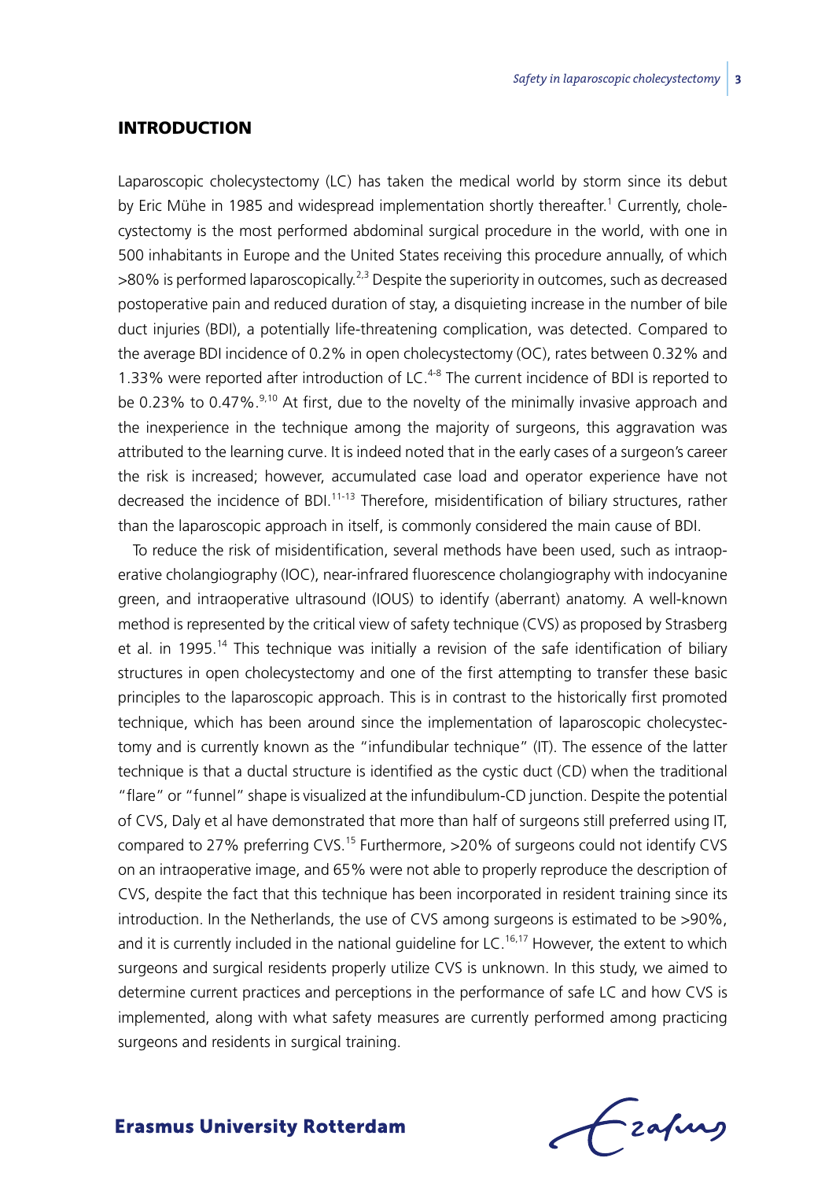## INTRODUCTION

Laparoscopic cholecystectomy (LC) has taken the medical world by storm since its debut by Eric Mühe in 1985 and widespread implementation shortly thereafter.[1] Currently, cholecystectomy is the most performed abdominal surgical procedure in the world, with one in 500 inhabitants in Europe and the United States receiving this procedure annually, of which >80% is performed laparoscopically.[2,3] Despite the superiority in outcomes, such as decreased postoperative pain and reduced duration of stay, a disquieting increase in the number of bile duct injuries (BDI), a potentially life-threatening complication, was detected. Compared to the average BDI incidence of 0.2% in open cholecystectomy (OC), rates between 0.32% and 1.33% were reported after introduction of LC.[4-8] The current incidence of BDI is reported to be 0.23% to 0.47%.[9,10] At first, due to the novelty of the minimally invasive approach and the inexperience in the technique among the majority of surgeons, this aggravation was attributed to the learning curve. It is indeed noted that in the early cases of a surgeon's career the risk is increased; however, accumulated case load and operator experience have not decreased the incidence of BDI.[11-13] Therefore, misidentification of biliary structures, rather than the laparoscopic approach in itself, is commonly considered the main cause of BDI.

To reduce the risk of misidentification, several methods have been used, such as intraoperative cholangiography (IOC), near-infrared fluorescence cholangiography with indocyanine green, and intraoperative ultrasound (IOUS) to identify (aberrant) anatomy. A well-known method is represented by the critical view of safety technique (CVS) as proposed by Strasberg et al. in 1995.[14] This technique was initially a revision of the safe identification of biliary structures in open cholecystectomy and one of the first attempting to transfer these basic principles to the laparoscopic approach. This is in contrast to the historically first promoted technique, which has been around since the implementation of laparoscopic cholecystectomy and is currently known as the "infundibular technique" (IT). The essence of the latter technique is that a ductal structure is identified as the cystic duct (CD) when the traditional "flare" or "funnel" shape is visualized at the infundibulum-CD junction. Despite the potential of CVS, Daly et al have demonstrated that more than half of surgeons still preferred using IT, compared to 27% preferring CVS.[15] Furthermore, >20% of surgeons could not identify CVS on an intraoperative image, and 65% were not able to properly reproduce the description of CVS, despite the fact that this technique has been incorporated in resident training since its introduction. In the Netherlands, the use of CVS among surgeons is estimated to be >90%, and it is currently included in the national guideline for LC.[16,17] However, the extent to which surgeons and surgical residents properly utilize CVS is unknown. In this study, we aimed to determine current practices and perceptions in the performance of safe LC and how CVS is implemented, along with what safety measures are currently performed among practicing surgeons and residents in surgical training.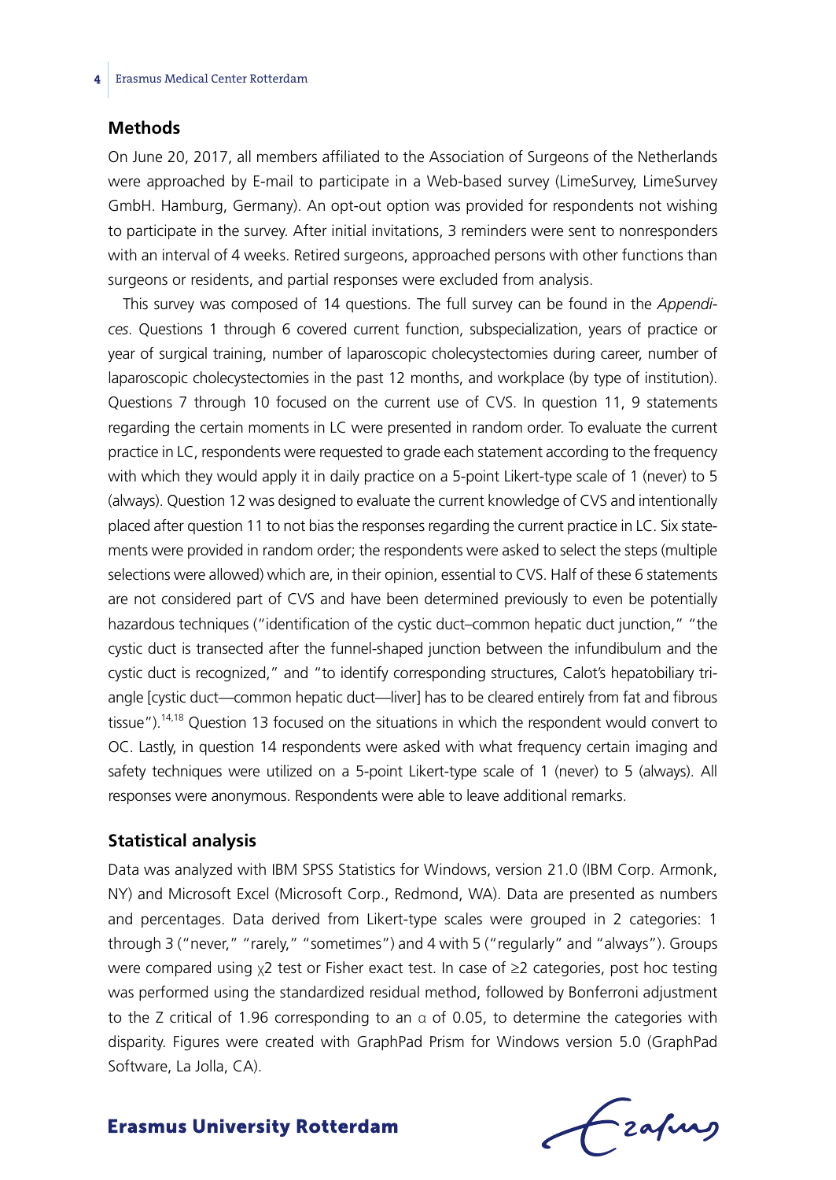## Methods

On June 20, 2017, all members affiliated to the Association of Surgeons of the Netherlands were approached by E-mail to participate in a Web-based survey (LimeSurvey, LimeSurvey GmbH. Hamburg, Germany). An opt-out option was provided for respondents not wishing to participate in the survey. After initial invitations, 3 reminders were sent to nonresponders with an interval of 4 weeks. Retired surgeons, approached persons with other functions than surgeons or residents, and partial responses were excluded from analysis.

This survey was composed of 14 questions. The full survey can be found in the *Appendices*. Questions 1 through 6 covered current function, subspecialization, years of practice or year of surgical training, number of laparoscopic cholecystectomies during career, number of laparoscopic cholecystectomies in the past 12 months, and workplace (by type of institution). Questions 7 through 10 focused on the current use of CVS. In question 11, 9 statements regarding the certain moments in LC were presented in random order. To evaluate the current practice in LC, respondents were requested to grade each statement according to the frequency with which they would apply it in daily practice on a 5-point Likert-type scale of 1 (never) to 5 (always). Question 12 was designed to evaluate the current knowledge of CVS and intentionally placed after question 11 to not bias the responses regarding the current practice in LC. Six statements were provided in random order; the respondents were asked to select the steps (multiple selections were allowed) which are, in their opinion, essential to CVS. Half of these 6 statements are not considered part of CVS and have been determined previously to even be potentially hazardous techniques ("identification of the cystic duct–common hepatic duct junction," "the cystic duct is transected after the funnel-shaped junction between the infundibulum and the cystic duct is recognized," and "to identify corresponding structures, Calot's hepatobiliary triangle [cystic duct—common hepatic duct—liver] has to be cleared entirely from fat and fibrous tissue").[14,18] Question 13 focused on the situations in which the respondent would convert to OC. Lastly, in question 14 respondents were asked with what frequency certain imaging and safety techniques were utilized on a 5-point Likert-type scale of 1 (never) to 5 (always). All responses were anonymous. Respondents were able to leave additional remarks.

## Statistical analysis

Data was analyzed with IBM SPSS Statistics for Windows, version 21.0 (IBM Corp. Armonk, NY) and Microsoft Excel (Microsoft Corp., Redmond, WA). Data are presented as numbers and percentages. Data derived from Likert-type scales were grouped in 2 categories: 1 through 3 ("never," "rarely," "sometimes") and 4 with 5 ("regularly" and "always"). Groups were compared using $\chi 2$ test or Fisher exact test. In case of ≥2 categories, post hoc testing was performed using the standardized residual method, followed by Bonferroni adjustment to the Z critical of 1.96 corresponding to an $\alpha$ of 0.05, to determine the categories with disparity. Figures were created with GraphPad Prism for Windows version 5.0 (GraphPad Software, La Jolla, CA).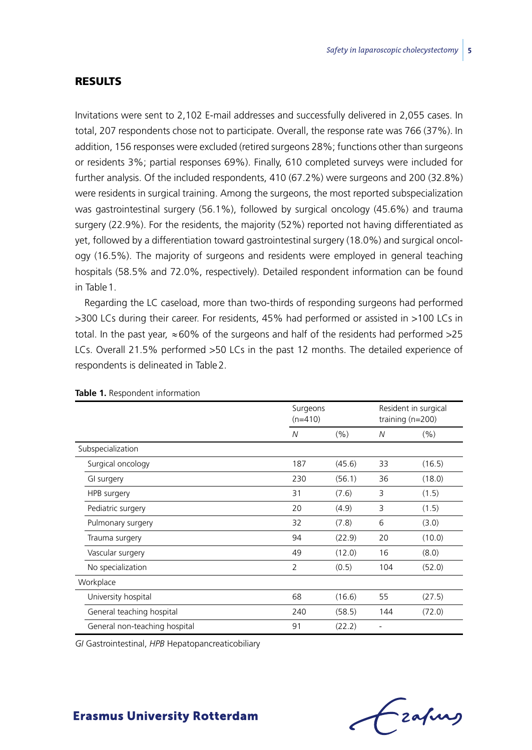## RESULTS

Invitations were sent to 2,102 E-mail addresses and successfully delivered in 2,055 cases. In total, 207 respondents chose not to participate. Overall, the response rate was 766 (37%). In addition, 156 responses were excluded (retired surgeons 28%; functions other than surgeons or residents 3%; partial responses 69%). Finally, 610 completed surveys were included for further analysis. Of the included respondents, 410 (67.2%) were surgeons and 200 (32.8%) were residents in surgical training. Among the surgeons, the most reported subspecialization was gastrointestinal surgery (56.1%), followed by surgical oncology (45.6%) and trauma surgery (22.9%). For the residents, the majority (52%) reported not having differentiated as yet, followed by a differentiation toward gastrointestinal surgery (18.0%) and surgical oncology (16.5%). The majority of surgeons and residents were employed in general teaching hospitals (58.5% and 72.0%, respectively). Detailed respondent information can be found in Table 1.

Regarding the LC caseload, more than two-thirds of responding surgeons had performed >300 LCs during their career. For residents, 45% had performed or assisted in >100 LCs in total. In the past year, ≈60% of the surgeons and half of the residents had performed >25 LCs. Overall 21.5% performed >50 LCs in the past 12 months. The detailed experience of respondents is delineated in Table 2.

**Table 1.** Respondent information

| | Surgeons (n=410) | | Resident in surgical training (n=200) | |
|---|---|---|---|---|
| | *N* | (%) | *N* | (%) |
| Subspecialization | | | | |
| Surgical oncology | 187 | (45.6) | 33 | (16.5) |
| GI surgery | 230 | (56.1) | 36 | (18.0) |
| HPB surgery | 31 | (7.6) | 3 | (1.5) |
| Pediatric surgery | 20 | (4.9) | 3 | (1.5) |
| Pulmonary surgery | 32 | (7.8) | 6 | (3.0) |
| Trauma surgery | 94 | (22.9) | 20 | (10.0) |
| Vascular surgery | 49 | (12.0) | 16 | (8.0) |
| No specialization | 2 | (0.5) | 104 | (52.0) |
| Workplace | | | | |
| University hospital | 68 | (16.6) | 55 | (27.5) |
| General teaching hospital | 240 | (58.5) | 144 | (72.0) |
| General non-teaching hospital | 91 | (22.2) | - | |

*GI* Gastrointestinal, *HPB* Hepatopancreaticobiliary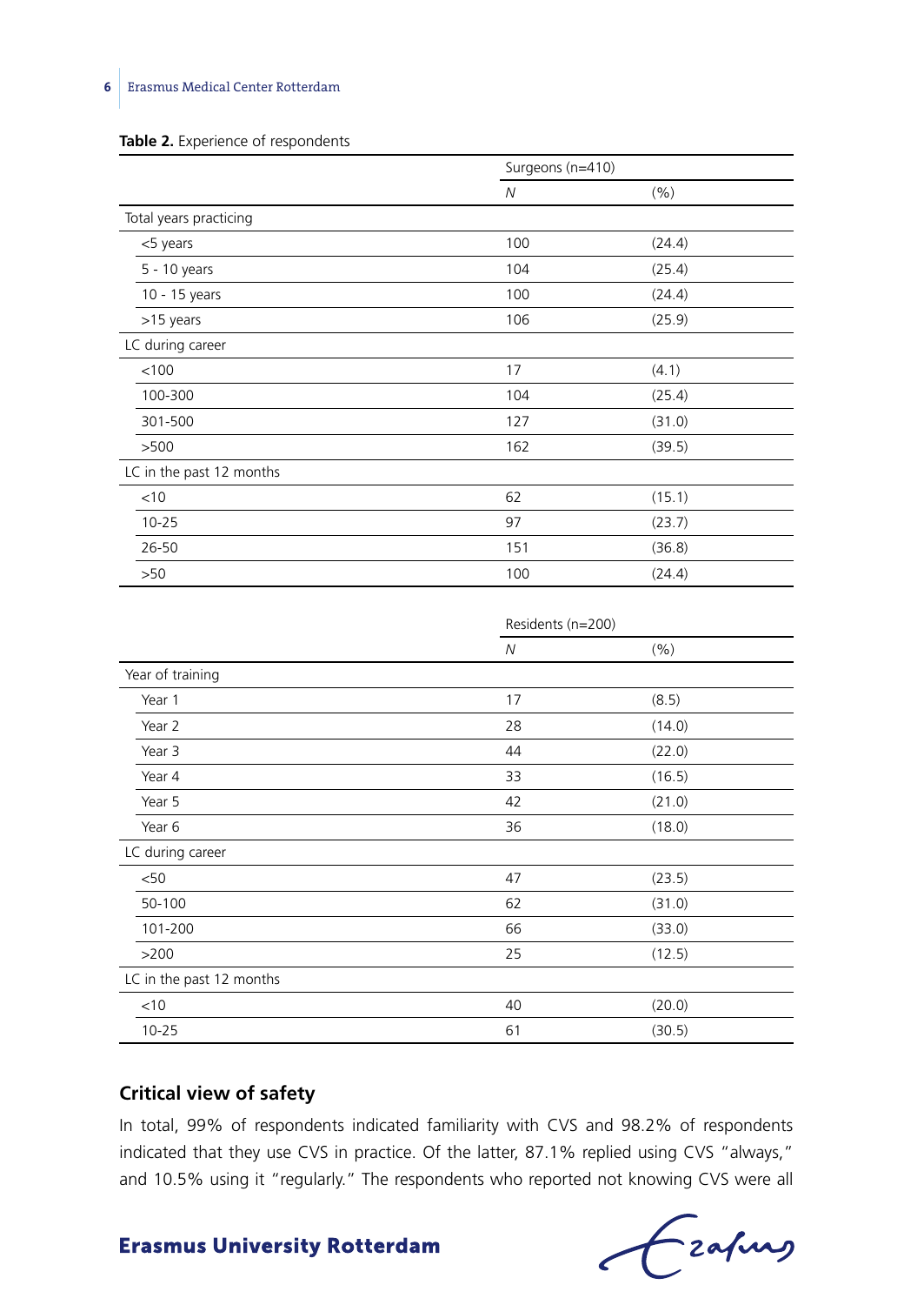**Table 2.** Experience of respondents

| | Surgeons (n=410) | |
|---|---|---|
| | *N* | (%) |
| Total years practicing | | |
| <5 years | 100 | (24.4) |
| 5 - 10 years | 104 | (25.4) |
| 10 - 15 years | 100 | (24.4) |
| >15 years | 106 | (25.9) |
| LC during career | | |
| <100 | 17 | (4.1) |
| 100-300 | 104 | (25.4) |
| 301-500 | 127 | (31.0) |
| >500 | 162 | (39.5) |
| LC in the past 12 months | | |
| <10 | 62 | (15.1) |
| 10-25 | 97 | (23.7) |
| 26-50 | 151 | (36.8) |
| >50 | 100 | (24.4) |

| | Residents (n=200) | |
|---|---|---|
| | *N* | (%) |
| Year of training | | |
| Year 1 | 17 | (8.5) |
| Year 2 | 28 | (14.0) |
| Year 3 | 44 | (22.0) |
| Year 4 | 33 | (16.5) |
| Year 5 | 42 | (21.0) |
| Year 6 | 36 | (18.0) |
| LC during career | | |
| <50 | 47 | (23.5) |
| 50-100 | 62 | (31.0) |
| 101-200 | 66 | (33.0) |
| >200 | 25 | (12.5) |
| LC in the past 12 months | | |
| <10 | 40 | (20.0) |
| 10-25 | 61 | (30.5) |

## Critical view of safety

In total, 99% of respondents indicated familiarity with CVS and 98.2% of respondents indicated that they use CVS in practice. Of the latter, 87.1% replied using CVS "always," and 10.5% using it "regularly." The respondents who reported not knowing CVS were all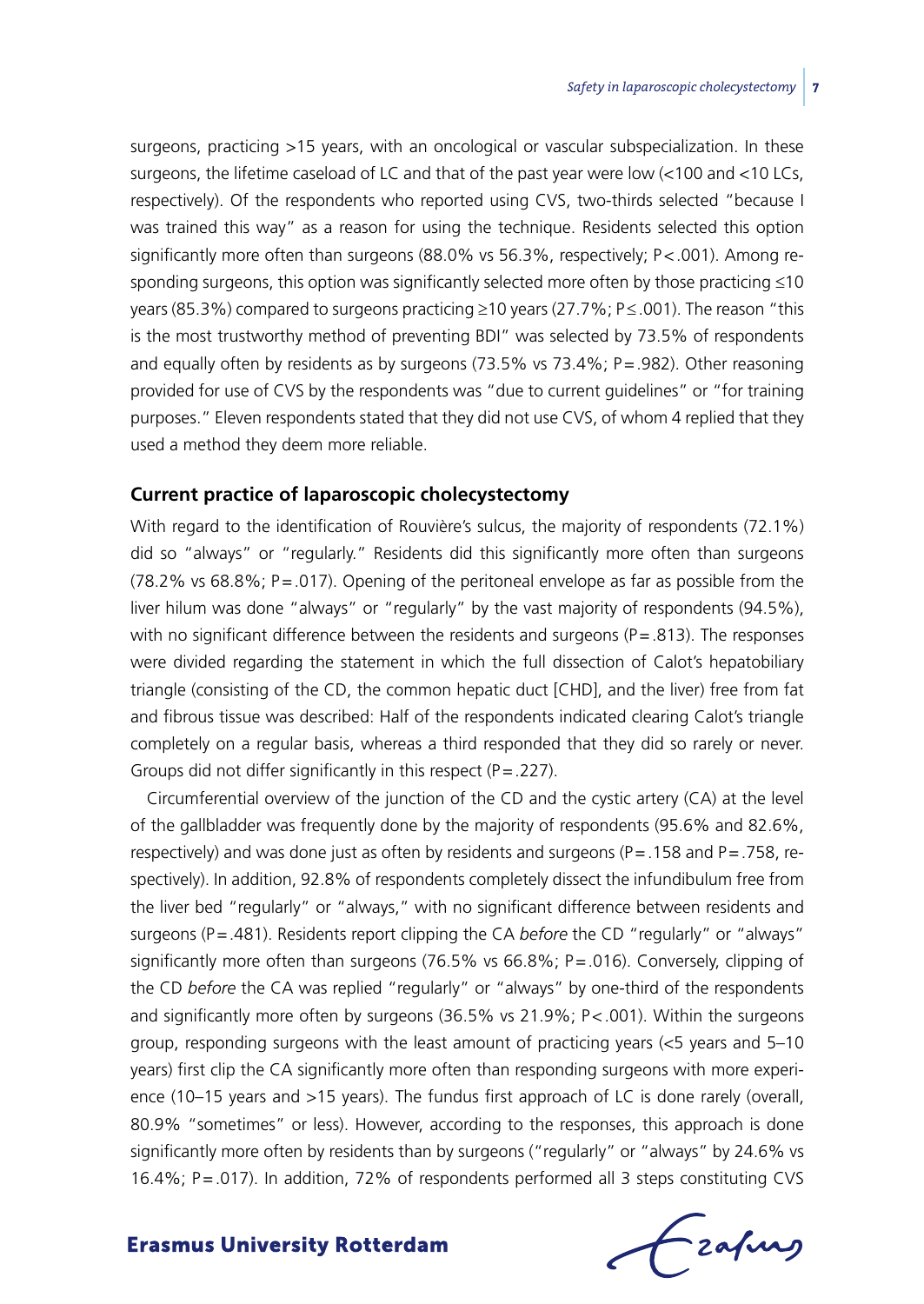surgeons, practicing >15 years, with an oncological or vascular subspecialization. In these surgeons, the lifetime caseload of LC and that of the past year were low (<100 and <10 LCs, respectively). Of the respondents who reported using CVS, two-thirds selected "because I was trained this way" as a reason for using the technique. Residents selected this option significantly more often than surgeons (88.0% vs 56.3%, respectively; P<.001). Among responding surgeons, this option was significantly selected more often by those practicing ≤10 years (85.3%) compared to surgeons practicing ≥10 years (27.7%; P≤.001). The reason "this is the most trustworthy method of preventing BDI" was selected by 73.5% of respondents and equally often by residents as by surgeons (73.5% vs 73.4%; P=.982). Other reasoning provided for use of CVS by the respondents was "due to current guidelines" or "for training purposes." Eleven respondents stated that they did not use CVS, of whom 4 replied that they used a method they deem more reliable.

## Current practice of laparoscopic cholecystectomy

With regard to the identification of Rouvière's sulcus, the majority of respondents (72.1%) did so "always" or "regularly." Residents did this significantly more often than surgeons (78.2% vs 68.8%; P=.017). Opening of the peritoneal envelope as far as possible from the liver hilum was done "always" or "regularly" by the vast majority of respondents (94.5%), with no significant difference between the residents and surgeons (P=.813). The responses were divided regarding the statement in which the full dissection of Calot's hepatobiliary triangle (consisting of the CD, the common hepatic duct [CHD], and the liver) free from fat and fibrous tissue was described: Half of the respondents indicated clearing Calot's triangle completely on a regular basis, whereas a third responded that they did so rarely or never. Groups did not differ significantly in this respect (P=.227).

Circumferential overview of the junction of the CD and the cystic artery (CA) at the level of the gallbladder was frequently done by the majority of respondents (95.6% and 82.6%, respectively) and was done just as often by residents and surgeons (P=.158 and P=.758, respectively). In addition, 92.8% of respondents completely dissect the infundibulum free from the liver bed "regularly" or "always," with no significant difference between residents and surgeons (P=.481). Residents report clipping the CA *before* the CD "regularly" or "always" significantly more often than surgeons (76.5% vs 66.8%; P=.016). Conversely, clipping of the CD *before* the CA was replied "regularly" or "always" by one-third of the respondents and significantly more often by surgeons (36.5% vs 21.9%; P<.001). Within the surgeons group, responding surgeons with the least amount of practicing years (<5 years and 5–10 years) first clip the CA significantly more often than responding surgeons with more experience (10–15 years and >15 years). The fundus first approach of LC is done rarely (overall, 80.9% "sometimes" or less). However, according to the responses, this approach is done significantly more often by residents than by surgeons ("regularly" or "always" by 24.6% vs 16.4%; P=.017). In addition, 72% of respondents performed all 3 steps constituting CVS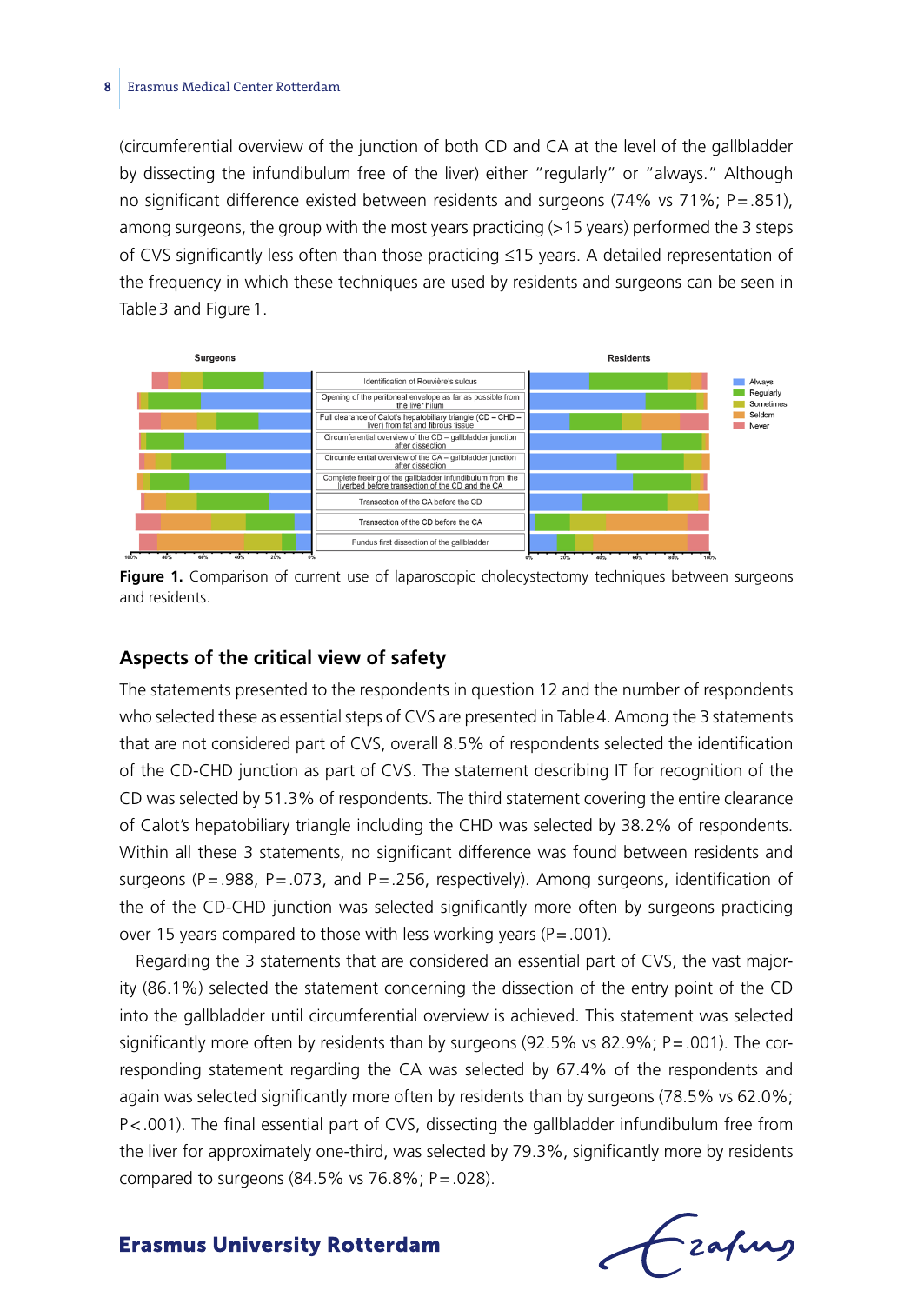(circumferential overview of the junction of both CD and CA at the level of the gallbladder by dissecting the infundibulum free of the liver) either "regularly" or "always." Although no significant difference existed between residents and surgeons (74% vs 71%; P = .851), among surgeons, the group with the most years practicing (>15 years) performed the 3 steps of CVS significantly less often than those practicing ≤15 years. A detailed representation of the frequency in which these techniques are used by residents and surgeons can be seen in Table 3 and Figure 1.

**Figure 1.** Comparison of current use of laparoscopic cholecystectomy techniques between surgeons and residents.

## Aspects of the critical view of safety

The statements presented to the respondents in question 12 and the number of respondents who selected these as essential steps of CVS are presented in Table 4. Among the 3 statements that are not considered part of CVS, overall 8.5% of respondents selected the identification of the CD-CHD junction as part of CVS. The statement describing IT for recognition of the CD was selected by 51.3% of respondents. The third statement covering the entire clearance of Calot's hepatobiliary triangle including the CHD was selected by 38.2% of respondents. Within all these 3 statements, no significant difference was found between residents and surgeons (P = .988, P = .073, and P = .256, respectively). Among surgeons, identification of the of the CD-CHD junction was selected significantly more often by surgeons practicing over 15 years compared to those with less working years (P = .001).

Regarding the 3 statements that are considered an essential part of CVS, the vast majority (86.1%) selected the statement concerning the dissection of the entry point of the CD into the gallbladder until circumferential overview is achieved. This statement was selected significantly more often by residents than by surgeons (92.5% vs 82.9%; P = .001). The corresponding statement regarding the CA was selected by 67.4% of the respondents and again was selected significantly more often by residents than by surgeons (78.5% vs 62.0%; P < .001). The final essential part of CVS, dissecting the gallbladder infundibulum free from the liver for approximately one-third, was selected by 79.3%, significantly more by residents compared to surgeons (84.5% vs 76.8%; P = .028).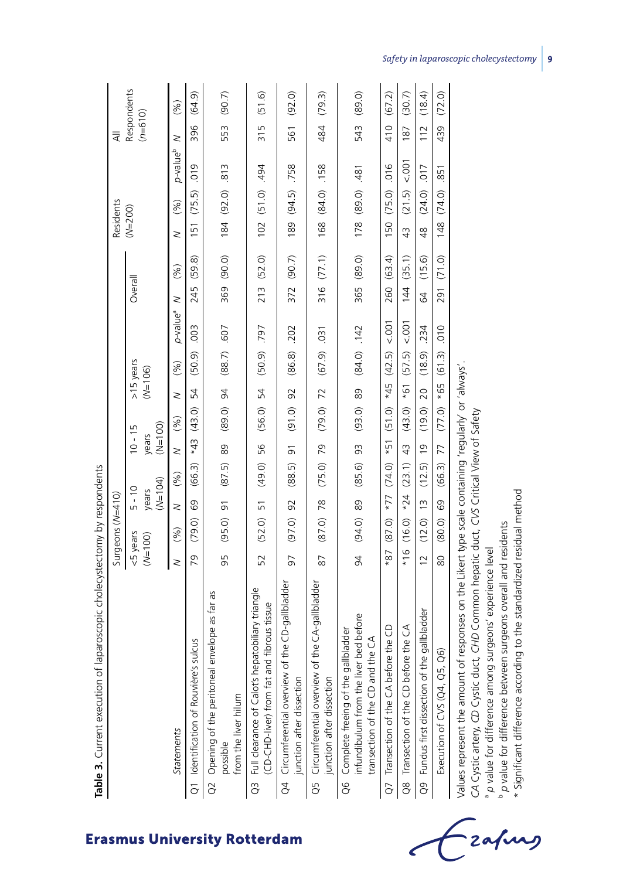**Table 3.** Current execution of laparoscopic cholecystectomy by respondents

| Statements | Surgeons (N=410) | | | | | | | | | | Residents (N=200) | | | All Respondents (n=610) | |
|---|---|---|---|---|---|---|---|---|---|---|---|---|---|---|---|
| | <5 years (N=100) | | 5 - 10 years (N=104) | | 10 - 15 years (N=100) | | >15 years (N=106) | | | Overall | | | | | |
| | N | (%) | N | (%) | N | (%) | N | (%) | p-value[a] | N | (%) | N | (%) | p-value[b] | N | (%) |
| Q1 Identification of Rouvière's sulcus | 79 | (79.0) | 69 | (66.3) | *43 | (43.0) | 54 | (50.9) | .003 | 245 | (59.8) | 151 | (75.5) | .019 | 396 | (64.9) |
| Q2 Opening of the peritoneal envelope as far as possible from the liver hilum | 95 | (95.0) | 91 | (87.5) | 89 | (89.0) | 94 | (88.7) | .607 | 369 | (90.0) | 184 | (92.0) | .813 | 553 | (90.7) |
| Q3 Full clearance of Calot's hepatobiliary triangle (CD-CHD-liver) from fat and fibrous tissue | 52 | (52.0) | 51 | (49.0) | 56 | (56.0) | 54 | (50.9) | .797 | 213 | (52.0) | 102 | (51.0) | .494 | 315 | (51.6) |
| Q4 Circumferential overview of the CD-gallbladder junction after dissection | 97 | (97.0) | 92 | (88.5) | 91 | (91.0) | 92 | (86.8) | .202 | 372 | (90.7) | 189 | (94.5) | .758 | 561 | (92.0) |
| Q5 Circumferential overview of the CA-gallbladder junction after dissection | 87 | (87.0) | 78 | (75.0) | 79 | (79.0) | 72 | (67.9) | .031 | 316 | (77.1) | 168 | (84.0) | .158 | 484 | (79.3) |
| Q6 Complete freeing of the gallbladder infundibulum from the liver bed before transection of the CD and the CA | 94 | (94.0) | 89 | (85.6) | 93 | (93.0) | 89 | (84.0) | .142 | 365 | (89.0) | 178 | (89.0) | .481 | 543 | (89.0) |
| Q7 Transection of the CA before the CD | *87 | (87.0) | *77 | (74.0) | *51 | (51.0) | *45 | (42.5) | <.001 | 260 | (63.4) | 150 | (75.0) | .016 | 410 | (67.2) |
| Q8 Transection of the CD before the CA | *16 | (16.0) | *24 | (23.1) | 43 | (43.0) | *61 | (57.5) | <.001 | 144 | (35.1) | 43 | (21.5) | <.001 | 187 | (30.7) |
| Q9 Fundus first dissection of the gallbladder | 12 | (12.0) | 13 | (12.5) | 19 | (19.0) | 20 | (18.9) | .234 | 64 | (15.6) | 48 | (24.0) | .017 | 112 | (18.4) |
| Execution of CVS (Q4, Q5, Q6) | 80 | (80.0) | 69 | (66.3) | 77 | (77.0) | *65 | (61.3) | .010 | 291 | (71.0) | 148 | (74.0) | .851 | 439 | (72.0) |

Values represent the amount of responses on the Likert type scale containing 'regularly' or 'always'.
*CA* Cystic artery, *CD* Cystic duct, *CHD* Common hepatic duct, *CVS* Critical View of Safety
[a] *p* value for difference among surgeons' experience level
[b] *p* value for difference between surgeons overall and residents
\* Significant difference according to the standardized residual method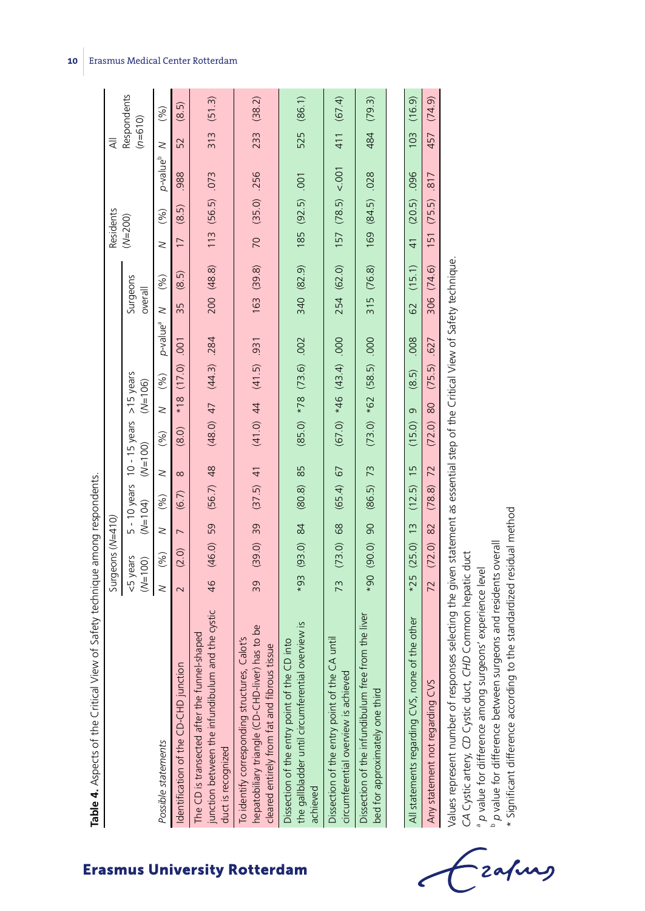**Table 4.** Aspects of the Critical View of Safety technique among respondents.

| Possible statements | Surgeons (N=410) | | | | | | | | | | | Residents (N=200) | | | All Respondents (n=610) | |
|---|---|---|---|---|---|---|---|---|---|---|---|---|---|---|---|---|
| | <5 years (N=100) | | 5 - 10 years (N=104) | | 10 - 15 years (N=100) | | >15 years (N=106) | | | Surgeons overall | | | | | | |
| | N | (%) | N | (%) | N | (%) | N | (%) | p-value[a] | N | (%) | N | (%) | p-value[b] | N | (%) |
| Identification of the CD-CHD junction | 2 | (2.0) | 7 | (6.7) | 8 | (8.0) | *18 | (17.0) | .001 | 35 | (8.5) | 17 | (8.5) | .988 | 52 | (8.5) |
| The CD is transected after the funnel-shaped junction between the infundibulum and the cystic duct is recognized | 46 | (46.0) | 59 | (56.7) | 48 | (48.0) | 47 | (44.3) | .284 | 200 | (48.8) | 113 | (56.5) | .073 | 313 | (51.3) |
| To identify corresponding structures, Calot's hepatobiliary triangle (CD-CHD-liver) has to be cleared entirely from fat and fibrous tissue | 39 | (39.0) | 39 | (37.5) | 41 | (41.0) | 44 | (41.5) | .931 | 163 | (39.8) | 70 | (35.0) | .256 | 233 | (38.2) |
| Dissection of the entry point of the CD into the gallbladder until circumferential overview is achieved | *93 | (93.0) | 84 | (80.8) | 85 | (85.0) | *78 | (73.6) | .002 | 340 | (82.9) | 185 | (92.5) | .001 | 525 | (86.1) |
| Dissection of the entry point of the CA until circumferential overview is achieved | 73 | (73.0) | 68 | (65.4) | 67 | (67.0) | *46 | (43.4) | .000 | 254 | (62.0) | 157 | (78.5) | <.001 | 411 | (67.4) |
| Dissection of the infundibulum free from the liver bed for approximately one third | *90 | (90.0) | 90 | (86.5) | 73 | (73.0) | *62 | (58.5) | .000 | 315 | (76.8) | 169 | (84.5) | .028 | 484 | (79.3) |
| All statements regarding CVS, none of the other | *25 | (25.0) | 13 | (12.5) | 15 | (15.0) | 9 | (8.5) | .008 | 62 | (15.1) | 41 | (20.5) | .096 | 103 | (16.9) |
| Any statement not regarding CVS | 72 | (72.0) | 82 | (78.8) | 72 | (72.0) | 80 | (75.5) | .627 | 306 | (74.6) | 151 | (75.5) | .817 | 457 | (74.9) |

Values represent number of responses selecting the given statement as essential step of the Critical View of Safety technique.
*CA* Cystic artery, *CD* Cystic duct, *CHD* Common hepatic duct
[a] *p* value for difference among surgeons' experience level
[b] *p* value for difference between surgeons and residents overall
\* Significant difference according to the standardized residual method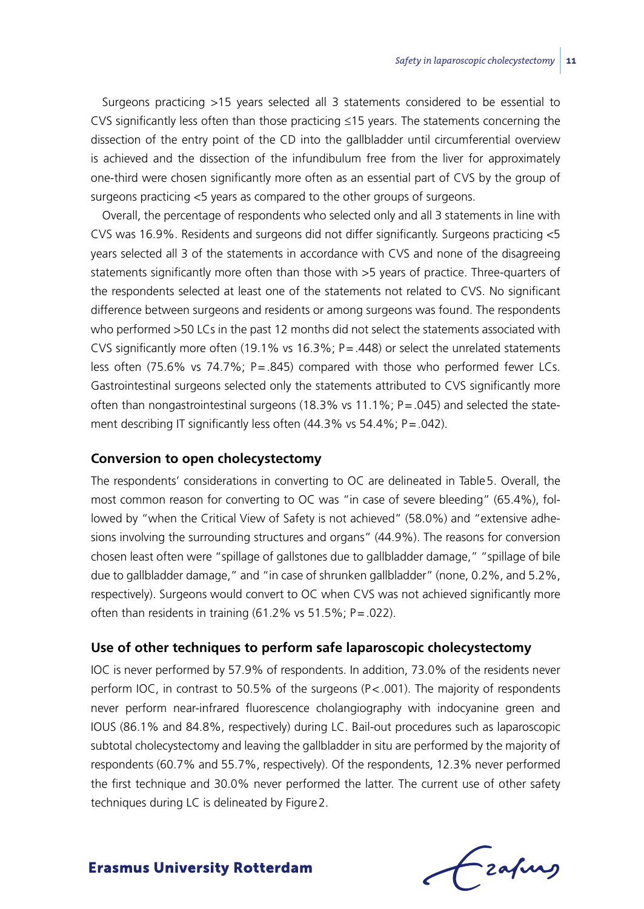Surgeons practicing >15 years selected all 3 statements considered to be essential to CVS significantly less often than those practicing ≤15 years. The statements concerning the dissection of the entry point of the CD into the gallbladder until circumferential overview is achieved and the dissection of the infundibulum free from the liver for approximately one-third were chosen significantly more often as an essential part of CVS by the group of surgeons practicing <5 years as compared to the other groups of surgeons.

Overall, the percentage of respondents who selected only and all 3 statements in line with CVS was 16.9%. Residents and surgeons did not differ significantly. Surgeons practicing <5 years selected all 3 of the statements in accordance with CVS and none of the disagreeing statements significantly more often than those with >5 years of practice. Three-quarters of the respondents selected at least one of the statements not related to CVS. No significant difference between surgeons and residents or among surgeons was found. The respondents who performed >50 LCs in the past 12 months did not select the statements associated with CVS significantly more often (19.1% vs 16.3%; P=.448) or select the unrelated statements less often (75.6% vs 74.7%; P=.845) compared with those who performed fewer LCs. Gastrointestinal surgeons selected only the statements attributed to CVS significantly more often than nongastrointestinal surgeons (18.3% vs 11.1%; P=.045) and selected the statement describing IT significantly less often (44.3% vs 54.4%; P=.042).

## Conversion to open cholecystectomy

The respondents' considerations in converting to OC are delineated in Table 5. Overall, the most common reason for converting to OC was "in case of severe bleeding" (65.4%), followed by "when the Critical View of Safety is not achieved" (58.0%) and "extensive adhesions involving the surrounding structures and organs" (44.9%). The reasons for conversion chosen least often were "spillage of gallstones due to gallbladder damage," "spillage of bile due to gallbladder damage," and "in case of shrunken gallbladder" (none, 0.2%, and 5.2%, respectively). Surgeons would convert to OC when CVS was not achieved significantly more often than residents in training (61.2% vs 51.5%; P=.022).

## Use of other techniques to perform safe laparoscopic cholecystectomy

IOC is never performed by 57.9% of respondents. In addition, 73.0% of the residents never perform IOC, in contrast to 50.5% of the surgeons (P<.001). The majority of respondents never perform near-infrared fluorescence cholangiography with indocyanine green and IOUS (86.1% and 84.8%, respectively) during LC. Bail-out procedures such as laparoscopic subtotal cholecystectomy and leaving the gallbladder in situ are performed by the majority of respondents (60.7% and 55.7%, respectively). Of the respondents, 12.3% never performed the first technique and 30.0% never performed the latter. The current use of other safety techniques during LC is delineated by Figure 2.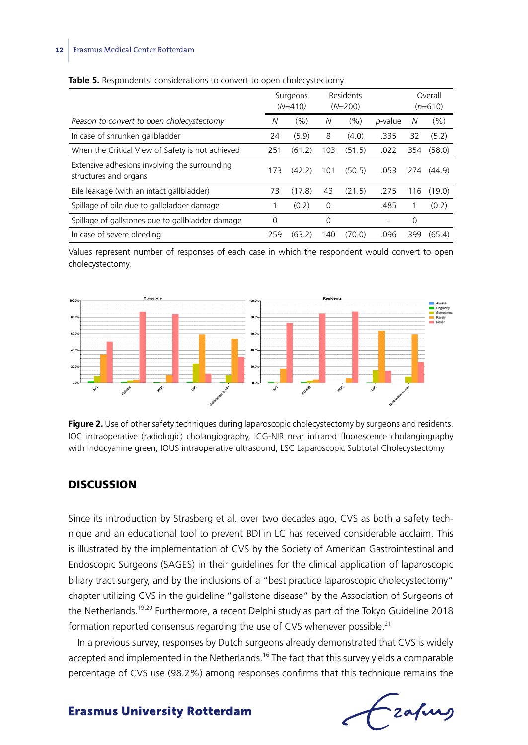**Table 5.** Respondents' considerations to convert to open cholecystectomy

| | Surgeons (N=410) | | Residents (N=200) | | | Overall (n=610) | |
|---|---|---|---|---|---|---|---|
| *Reason to convert to open cholecystectomy* | *N* | (%) | *N* | (%) | *p*-value | *N* | (%) |
| In case of shrunken gallbladder | 24 | (5.9) | 8 | (4.0) | .335 | 32 | (5.2) |
| When the Critical View of Safety is not achieved | 251 | (61.2) | 103 | (51.5) | .022 | 354 | (58.0) |
| Extensive adhesions involving the surrounding structures and organs | 173 | (42.2) | 101 | (50.5) | .053 | 274 | (44.9) |
| Bile leakage (with an intact gallbladder) | 73 | (17.8) | 43 | (21.5) | .275 | 116 | (19.0) |
| Spillage of bile due to gallbladder damage | 1 | (0.2) | 0 | | .485 | 1 | (0.2) |
| Spillage of gallstones due to gallbladder damage | 0 | | 0 | | - | 0 | |
| In case of severe bleeding | 259 | (63.2) | 140 | (70.0) | .096 | 399 | (65.4) |

Values represent number of responses of each case in which the respondent would convert to open cholecystectomy.

**Figure 2.** Use of other safety techniques during laparoscopic cholecystectomy by surgeons and residents. IOC intraoperative (radiologic) cholangiography, ICG-NIR near infrared fluorescence cholangiography with indocyanine green, IOUS intraoperative ultrasound, LSC Laparoscopic Subtotal Cholecystectomy

## DISCUSSION

Since its introduction by Strasberg et al. over two decades ago, CVS as both a safety technique and an educational tool to prevent BDI in LC has received considerable acclaim. This is illustrated by the implementation of CVS by the Society of American Gastrointestinal and Endoscopic Surgeons (SAGES) in their guidelines for the clinical application of laparoscopic biliary tract surgery, and by the inclusions of a "best practice laparoscopic cholecystectomy" chapter utilizing CVS in the guideline "gallstone disease" by the Association of Surgeons of the Netherlands.[19,20] Furthermore, a recent Delphi study as part of the Tokyo Guideline 2018 formation reported consensus regarding the use of CVS whenever possible.[21]

In a previous survey, responses by Dutch surgeons already demonstrated that CVS is widely accepted and implemented in the Netherlands.[16] The fact that this survey yields a comparable percentage of CVS use (98.2%) among responses confirms that this technique remains the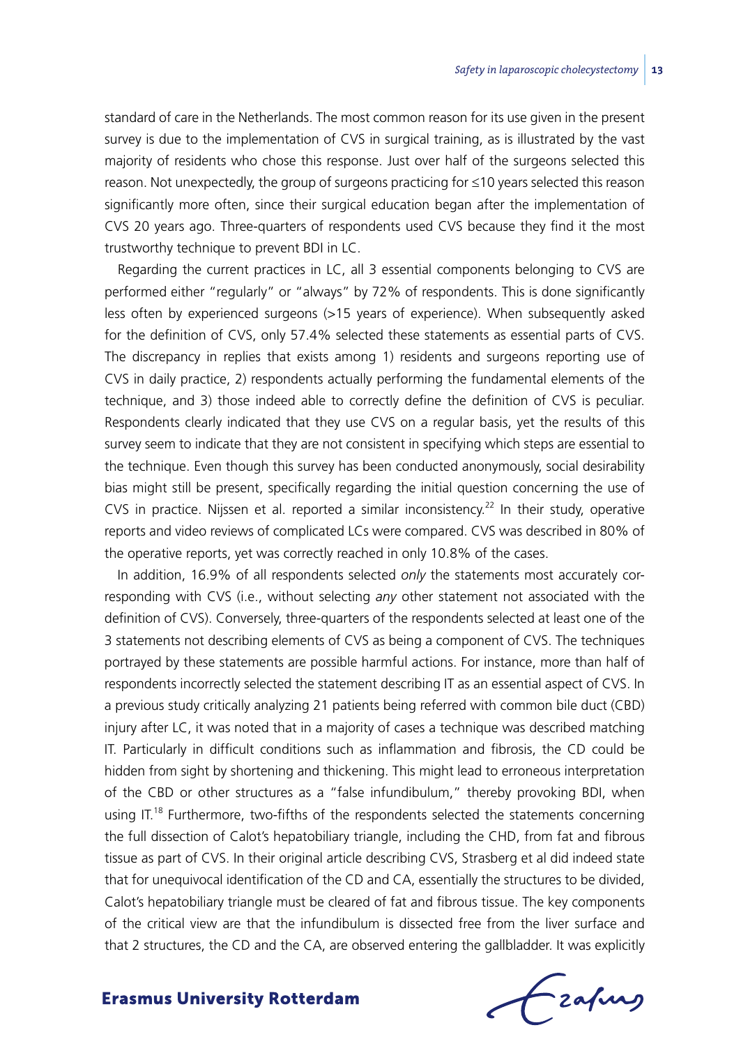standard of care in the Netherlands. The most common reason for its use given in the present survey is due to the implementation of CVS in surgical training, as is illustrated by the vast majority of residents who chose this response. Just over half of the surgeons selected this reason. Not unexpectedly, the group of surgeons practicing for ≤10 years selected this reason significantly more often, since their surgical education began after the implementation of CVS 20 years ago. Three-quarters of respondents used CVS because they find it the most trustworthy technique to prevent BDI in LC.

Regarding the current practices in LC, all 3 essential components belonging to CVS are performed either "regularly" or "always" by 72% of respondents. This is done significantly less often by experienced surgeons (>15 years of experience). When subsequently asked for the definition of CVS, only 57.4% selected these statements as essential parts of CVS. The discrepancy in replies that exists among 1) residents and surgeons reporting use of CVS in daily practice, 2) respondents actually performing the fundamental elements of the technique, and 3) those indeed able to correctly define the definition of CVS is peculiar. Respondents clearly indicated that they use CVS on a regular basis, yet the results of this survey seem to indicate that they are not consistent in specifying which steps are essential to the technique. Even though this survey has been conducted anonymously, social desirability bias might still be present, specifically regarding the initial question concerning the use of CVS in practice. Nijssen et al. reported a similar inconsistency.[22] In their study, operative reports and video reviews of complicated LCs were compared. CVS was described in 80% of the operative reports, yet was correctly reached in only 10.8% of the cases.

In addition, 16.9% of all respondents selected *only* the statements most accurately corresponding with CVS (i.e., without selecting *any* other statement not associated with the definition of CVS). Conversely, three-quarters of the respondents selected at least one of the 3 statements not describing elements of CVS as being a component of CVS. The techniques portrayed by these statements are possible harmful actions. For instance, more than half of respondents incorrectly selected the statement describing IT as an essential aspect of CVS. In a previous study critically analyzing 21 patients being referred with common bile duct (CBD) injury after LC, it was noted that in a majority of cases a technique was described matching IT. Particularly in difficult conditions such as inflammation and fibrosis, the CD could be hidden from sight by shortening and thickening. This might lead to erroneous interpretation of the CBD or other structures as a "false infundibulum," thereby provoking BDI, when using IT.[18] Furthermore, two-fifths of the respondents selected the statements concerning the full dissection of Calot's hepatobiliary triangle, including the CHD, from fat and fibrous tissue as part of CVS. In their original article describing CVS, Strasberg et al did indeed state that for unequivocal identification of the CD and CA, essentially the structures to be divided, Calot's hepatobiliary triangle must be cleared of fat and fibrous tissue. The key components of the critical view are that the infundibulum is dissected free from the liver surface and that 2 structures, the CD and the CA, are observed entering the gallbladder. It was explicitly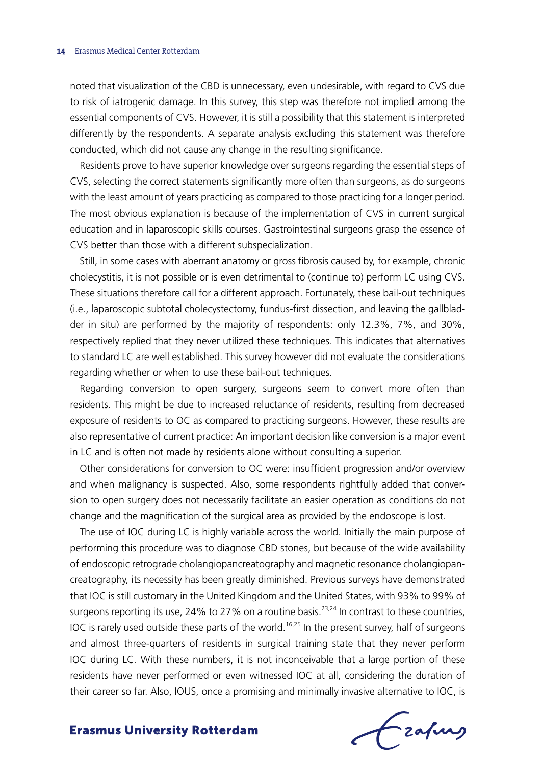noted that visualization of the CBD is unnecessary, even undesirable, with regard to CVS due to risk of iatrogenic damage. In this survey, this step was therefore not implied among the essential components of CVS. However, it is still a possibility that this statement is interpreted differently by the respondents. A separate analysis excluding this statement was therefore conducted, which did not cause any change in the resulting significance.

Residents prove to have superior knowledge over surgeons regarding the essential steps of CVS, selecting the correct statements significantly more often than surgeons, as do surgeons with the least amount of years practicing as compared to those practicing for a longer period. The most obvious explanation is because of the implementation of CVS in current surgical education and in laparoscopic skills courses. Gastrointestinal surgeons grasp the essence of CVS better than those with a different subspecialization.

Still, in some cases with aberrant anatomy or gross fibrosis caused by, for example, chronic cholecystitis, it is not possible or is even detrimental to (continue to) perform LC using CVS. These situations therefore call for a different approach. Fortunately, these bail-out techniques (i.e., laparoscopic subtotal cholecystectomy, fundus-first dissection, and leaving the gallbladder in situ) are performed by the majority of respondents: only 12.3%, 7%, and 30%, respectively replied that they never utilized these techniques. This indicates that alternatives to standard LC are well established. This survey however did not evaluate the considerations regarding whether or when to use these bail-out techniques.

Regarding conversion to open surgery, surgeons seem to convert more often than residents. This might be due to increased reluctance of residents, resulting from decreased exposure of residents to OC as compared to practicing surgeons. However, these results are also representative of current practice: An important decision like conversion is a major event in LC and is often not made by residents alone without consulting a superior.

Other considerations for conversion to OC were: insufficient progression and/or overview and when malignancy is suspected. Also, some respondents rightfully added that conversion to open surgery does not necessarily facilitate an easier operation as conditions do not change and the magnification of the surgical area as provided by the endoscope is lost.

The use of IOC during LC is highly variable across the world. Initially the main purpose of performing this procedure was to diagnose CBD stones, but because of the wide availability of endoscopic retrograde cholangiopancreatography and magnetic resonance cholangiopancreatography, its necessity has been greatly diminished. Previous surveys have demonstrated that IOC is still customary in the United Kingdom and the United States, with 93% to 99% of surgeons reporting its use, 24% to 27% on a routine basis.[23,24] In contrast to these countries, IOC is rarely used outside these parts of the world.[16,25] In the present survey, half of surgeons and almost three-quarters of residents in surgical training state that they never perform IOC during LC. With these numbers, it is not inconceivable that a large portion of these residents have never performed or even witnessed IOC at all, considering the duration of their career so far. Also, IOUS, once a promising and minimally invasive alternative to IOC, is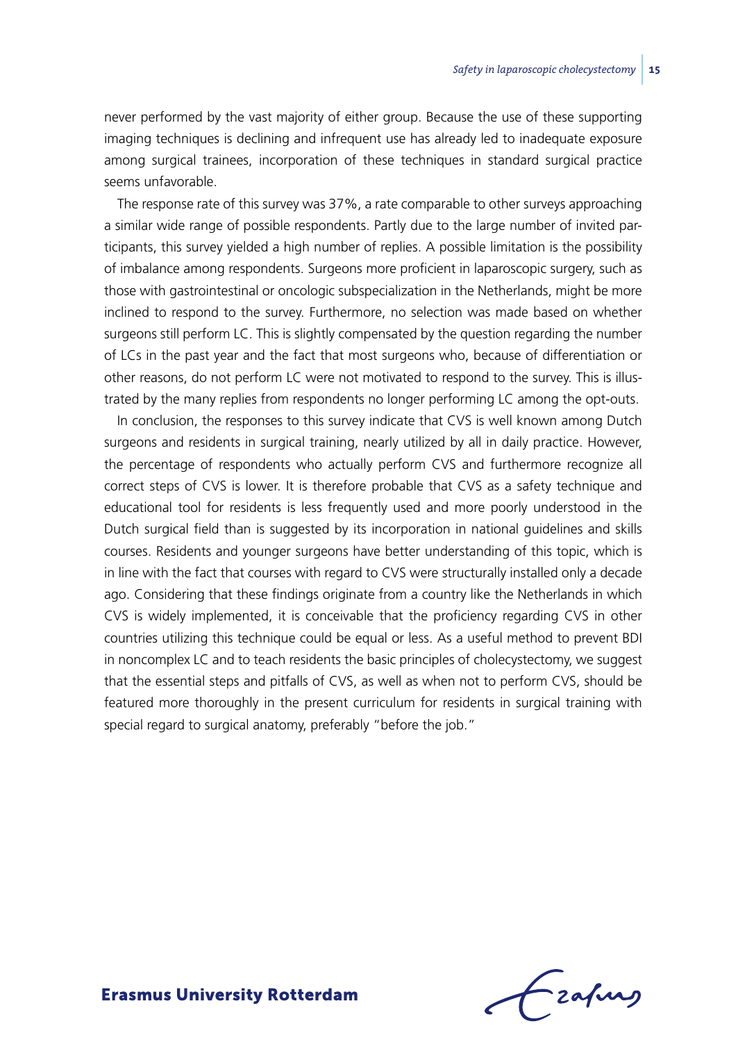never performed by the vast majority of either group. Because the use of these supporting imaging techniques is declining and infrequent use has already led to inadequate exposure among surgical trainees, incorporation of these techniques in standard surgical practice seems unfavorable.

The response rate of this survey was 37%, a rate comparable to other surveys approaching a similar wide range of possible respondents. Partly due to the large number of invited participants, this survey yielded a high number of replies. A possible limitation is the possibility of imbalance among respondents. Surgeons more proficient in laparoscopic surgery, such as those with gastrointestinal or oncologic subspecialization in the Netherlands, might be more inclined to respond to the survey. Furthermore, no selection was made based on whether surgeons still perform LC. This is slightly compensated by the question regarding the number of LCs in the past year and the fact that most surgeons who, because of differentiation or other reasons, do not perform LC were not motivated to respond to the survey. This is illustrated by the many replies from respondents no longer performing LC among the opt-outs.

In conclusion, the responses to this survey indicate that CVS is well known among Dutch surgeons and residents in surgical training, nearly utilized by all in daily practice. However, the percentage of respondents who actually perform CVS and furthermore recognize all correct steps of CVS is lower. It is therefore probable that CVS as a safety technique and educational tool for residents is less frequently used and more poorly understood in the Dutch surgical field than is suggested by its incorporation in national guidelines and skills courses. Residents and younger surgeons have better understanding of this topic, which is in line with the fact that courses with regard to CVS were structurally installed only a decade ago. Considering that these findings originate from a country like the Netherlands in which CVS is widely implemented, it is conceivable that the proficiency regarding CVS in other countries utilizing this technique could be equal or less. As a useful method to prevent BDI in noncomplex LC and to teach residents the basic principles of cholecystectomy, we suggest that the essential steps and pitfalls of CVS, as well as when not to perform CVS, should be featured more thoroughly in the present curriculum for residents in surgical training with special regard to surgical anatomy, preferably "before the job."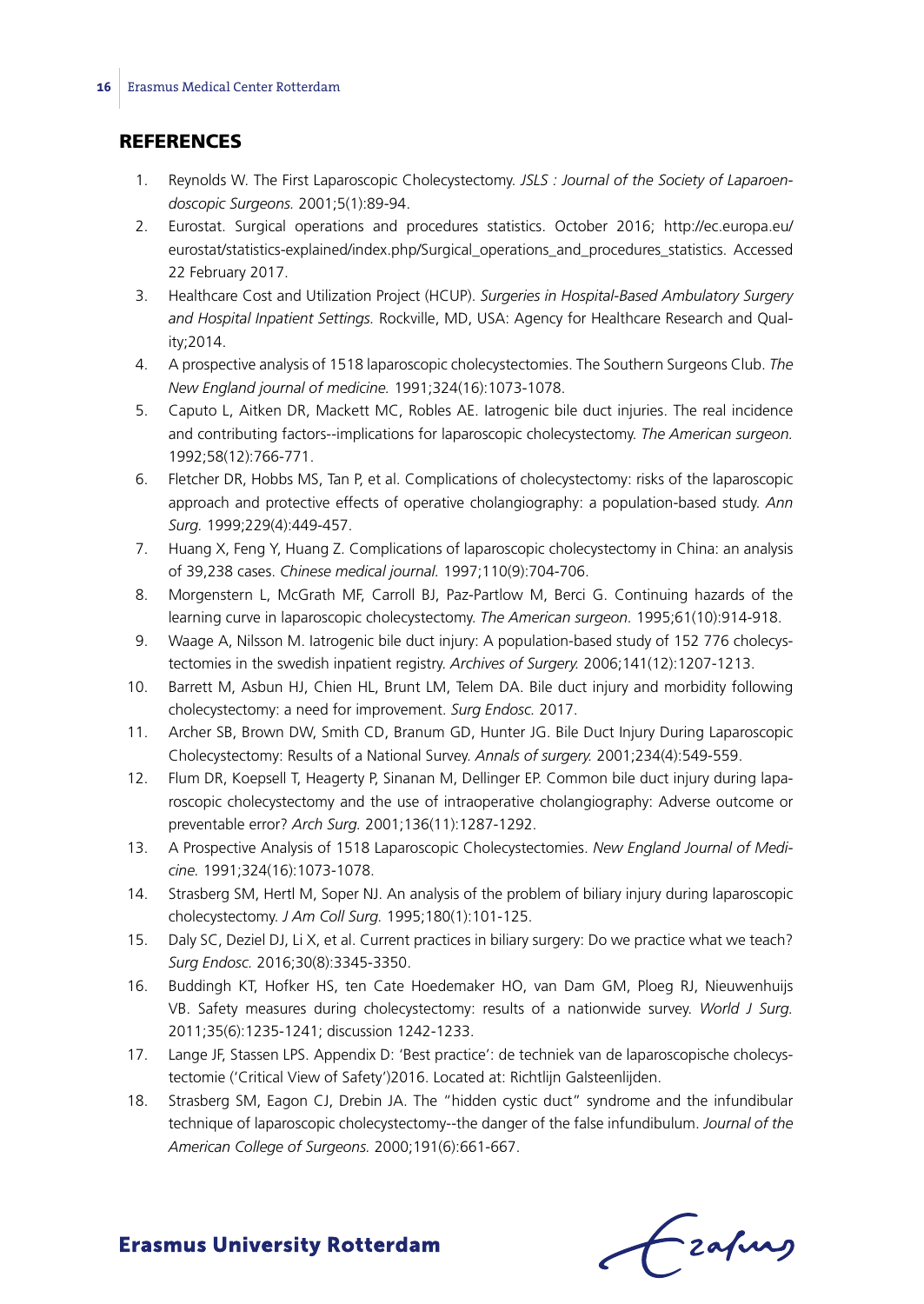## REFERENCES

1. Reynolds W. The First Laparoscopic Cholecystectomy. *JSLS : Journal of the Society of Laparoendoscopic Surgeons.* 2001;5(1):89-94.
2. Eurostat. Surgical operations and procedures statistics. October 2016; http://ec.europa.eu/eurostat/statistics-explained/index.php/Surgical_operations_and_procedures_statistics. Accessed 22 February 2017.
3. Healthcare Cost and Utilization Project (HCUP). *Surgeries in Hospital-Based Ambulatory Surgery and Hospital Inpatient Settings.* Rockville, MD, USA: Agency for Healthcare Research and Quality;2014.
4. A prospective analysis of 1518 laparoscopic cholecystectomies. The Southern Surgeons Club. *The New England journal of medicine.* 1991;324(16):1073-1078.
5. Caputo L, Aitken DR, Mackett MC, Robles AE. Iatrogenic bile duct injuries. The real incidence and contributing factors--implications for laparoscopic cholecystectomy. *The American surgeon.* 1992;58(12):766-771.
6. Fletcher DR, Hobbs MS, Tan P, et al. Complications of cholecystectomy: risks of the laparoscopic approach and protective effects of operative cholangiography: a population-based study. *Ann Surg.* 1999;229(4):449-457.
7. Huang X, Feng Y, Huang Z. Complications of laparoscopic cholecystectomy in China: an analysis of 39,238 cases. *Chinese medical journal.* 1997;110(9):704-706.
8. Morgenstern L, McGrath MF, Carroll BJ, Paz-Partlow M, Berci G. Continuing hazards of the learning curve in laparoscopic cholecystectomy. *The American surgeon.* 1995;61(10):914-918.
9. Waage A, Nilsson M. Iatrogenic bile duct injury: A population-based study of 152 776 cholecystectomies in the swedish inpatient registry. *Archives of Surgery.* 2006;141(12):1207-1213.
10. Barrett M, Asbun HJ, Chien HL, Brunt LM, Telem DA. Bile duct injury and morbidity following cholecystectomy: a need for improvement. *Surg Endosc.* 2017.
11. Archer SB, Brown DW, Smith CD, Branum GD, Hunter JG. Bile Duct Injury During Laparoscopic Cholecystectomy: Results of a National Survey. *Annals of surgery.* 2001;234(4):549-559.
12. Flum DR, Koepsell T, Heagerty P, Sinanan M, Dellinger EP. Common bile duct injury during laparoscopic cholecystectomy and the use of intraoperative cholangiography: Adverse outcome or preventable error? *Arch Surg.* 2001;136(11):1287-1292.
13. A Prospective Analysis of 1518 Laparoscopic Cholecystectomies. *New England Journal of Medicine.* 1991;324(16):1073-1078.
14. Strasberg SM, Hertl M, Soper NJ. An analysis of the problem of biliary injury during laparoscopic cholecystectomy. *J Am Coll Surg.* 1995;180(1):101-125.
15. Daly SC, Deziel DJ, Li X, et al. Current practices in biliary surgery: Do we practice what we teach? *Surg Endosc.* 2016;30(8):3345-3350.
16. Buddingh KT, Hofker HS, ten Cate Hoedemaker HO, van Dam GM, Ploeg RJ, Nieuwenhuijs VB. Safety measures during cholecystectomy: results of a nationwide survey. *World J Surg.* 2011;35(6):1235-1241; discussion 1242-1233.
17. Lange JF, Stassen LPS. Appendix D: 'Best practice': de techniek van de laparoscopische cholecystectomie ('Critical View of Safety')2016. Located at: Richtlijn Galsteenlijden.
18. Strasberg SM, Eagon CJ, Drebin JA. The "hidden cystic duct" syndrome and the infundibular technique of laparoscopic cholecystectomy--the danger of the false infundibulum. *Journal of the American College of Surgeons.* 2000;191(6):661-667.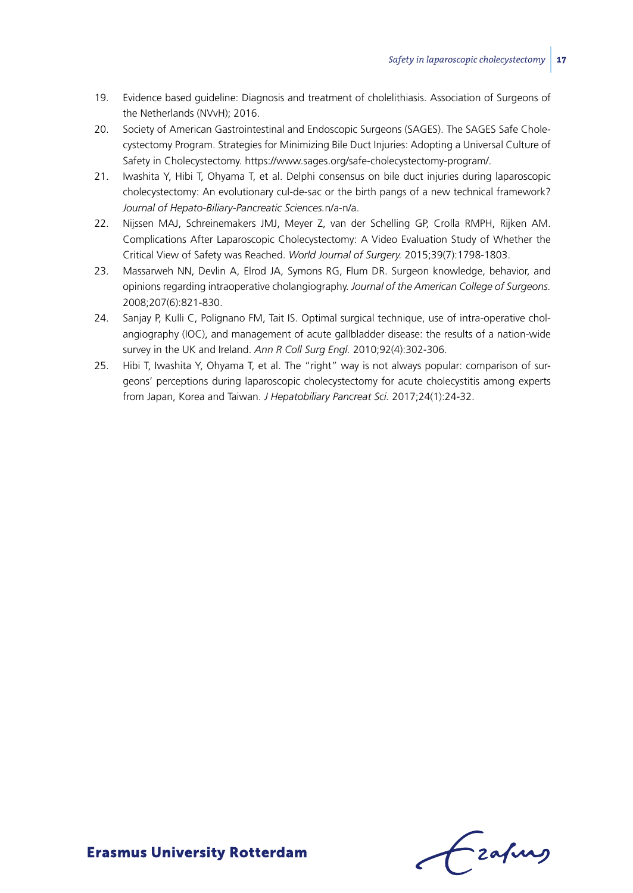19. Evidence based guideline: Diagnosis and treatment of cholelithiasis. Association of Surgeons of the Netherlands (NVvH); 2016.
20. Society of American Gastrointestinal and Endoscopic Surgeons (SAGES). The SAGES Safe Cholecystectomy Program. Strategies for Minimizing Bile Duct Injuries: Adopting a Universal Culture of Safety in Cholecystectomy. https://www.sages.org/safe-cholecystectomy-program/.
21. Iwashita Y, Hibi T, Ohyama T, et al. Delphi consensus on bile duct injuries during laparoscopic cholecystectomy: An evolutionary cul-de-sac or the birth pangs of a new technical framework? *Journal of Hepato-Biliary-Pancreatic Sciences.*n/a-n/a.
22. Nijssen MAJ, Schreinemakers JMJ, Meyer Z, van der Schelling GP, Crolla RMPH, Rijken AM. Complications After Laparoscopic Cholecystectomy: A Video Evaluation Study of Whether the Critical View of Safety was Reached. *World Journal of Surgery.* 2015;39(7):1798-1803.
23. Massarweh NN, Devlin A, Elrod JA, Symons RG, Flum DR. Surgeon knowledge, behavior, and opinions regarding intraoperative cholangiography. *Journal of the American College of Surgeons.* 2008;207(6):821-830.
24. Sanjay P, Kulli C, Polignano FM, Tait IS. Optimal surgical technique, use of intra-operative cholangiography (IOC), and management of acute gallbladder disease: the results of a nation-wide survey in the UK and Ireland. *Ann R Coll Surg Engl.* 2010;92(4):302-306.
25. Hibi T, Iwashita Y, Ohyama T, et al. The "right" way is not always popular: comparison of surgeons' perceptions during laparoscopic cholecystectomy for acute cholecystitis among experts from Japan, Korea and Taiwan. *J Hepatobiliary Pancreat Sci.* 2017;24(1):24-32.